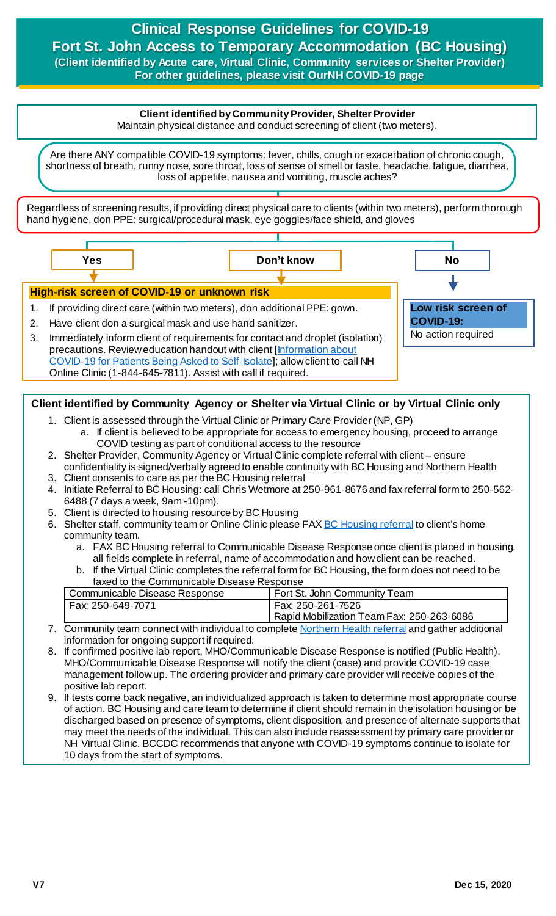# Clinical Response Guidelines for COVID-19
## Fort St. John Access to Temporary Accommodation (BC Housing)
**(Client identified by Acute care, Virtual Clinic, Community services or Shelter Provider)**
**For other guidelines, please visit OurNH COVID-19 page**

**Client identified by Community Provider, Shelter Provider**
Maintain physical distance and conduct screening of client (two meters).

Are there ANY compatible COVID-19 symptoms: fever, chills, cough or exacerbation of chronic cough, shortness of breath, runny nose, sore throat, loss of sense of smell or taste, headache, fatigue, diarrhea, loss of appetite, nausea and vomiting, muscle aches?

Regardless of screening results, if providing direct physical care to clients (within two meters), perform thorough hand hygiene, don PPE: surgical/procedural mask, eye goggles/face shield, and gloves

**Yes** / **Don't know**

**High-risk screen of COVID-19 or unknown risk**

1. If providing direct care (within two meters), don additional PPE: gown.
2. Have client don a surgical mask and use hand sanitizer.
3. Immediately inform client of requirements for contact and droplet (isolation) precautions. Review education handout with client [Information about COVID-19 for Patients Being Asked to Self-Isolate]; allow client to call NH Online Clinic (1-844-645-7811). Assist with call if required.

**No**

**Low risk screen of COVID-19:**
No action required

**Client identified by Community Agency or Shelter via Virtual Clinic or by Virtual Clinic only**

1. Client is assessed through the Virtual Clinic or Primary Care Provider (NP, GP)
   a. If client is believed to be appropriate for access to emergency housing, proceed to arrange COVID testing as part of conditional access to the resource
2. Shelter Provider, Community Agency or Virtual Clinic complete referral with client – ensure confidentiality is signed/verbally agreed to enable continuity with BC Housing and Northern Health
3. Client consents to care as per the BC Housing referral
4. Initiate Referral to BC Housing: call Chris Wetmore at 250-961-8676 and fax referral form to 250-562-6488 (7 days a week, 9am -10pm).
5. Client is directed to housing resource by BC Housing
6. Shelter staff, community team or Online Clinic please FAX BC Housing referral to client's home community team.
   a. FAX BC Housing referral to Communicable Disease Response once client is placed in housing, all fields complete in referral, name of accommodation and how client can be reached.
   b. If the Virtual Clinic completes the referral form for BC Housing, the form does not need to be faxed to the Communicable Disease Response

| Communicable Disease Response | Fort St. John Community Team |
| --- | --- |
| Fax: 250-649-7071 | Fax: 250-261-7526<br>Rapid Mobilization Team Fax: 250-263-6086 |

7. Community team connect with individual to complete Northern Health referral and gather additional information for ongoing support if required.
8. If confirmed positive lab report, MHO/Communicable Disease Response is notified (Public Health). MHO/Communicable Disease Response will notify the client (case) and provide COVID-19 case management follow up. The ordering provider and primary care provider will receive copies of the positive lab report.
9. If tests come back negative, an individualized approach is taken to determine most appropriate course of action. BC Housing and care team to determine if client should remain in the isolation housing or be discharged based on presence of symptoms, client disposition, and presence of alternate supports that may meet the needs of the individual. This can also include reassessment by primary care provider or NH Virtual Clinic. BCCDC recommends that anyone with COVID-19 symptoms continue to isolate for 10 days from the start of symptoms.

V7 Dec 15, 2020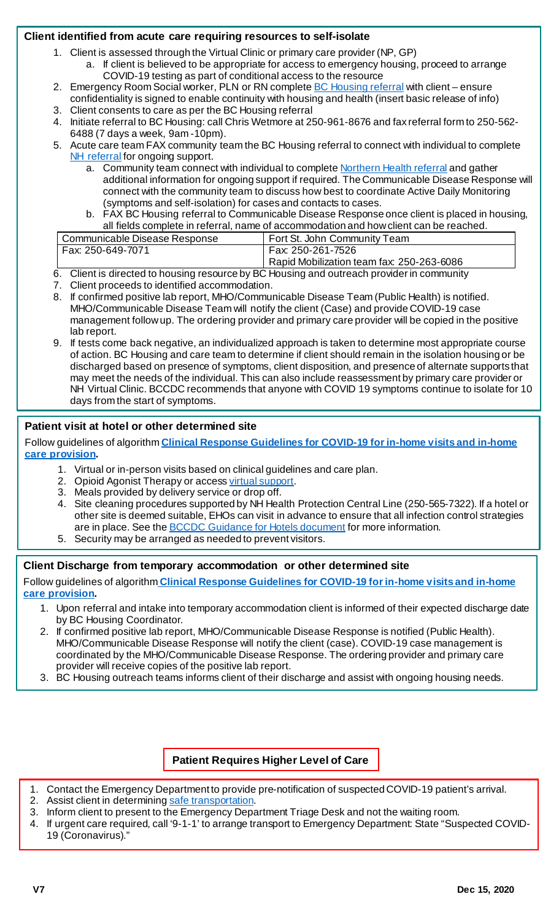### Client identified from acute care requiring resources to self-isolate

1. Client is assessed through the Virtual Clinic or primary care provider (NP, GP)
   a. If client is believed to be appropriate for access to emergency housing, proceed to arrange COVID-19 testing as part of conditional access to the resource
2. Emergency Room Social worker, PLN or RN complete BC Housing referral with client – ensure confidentiality is signed to enable continuity with housing and health (insert basic release of info)
3. Client consents to care as per the BC Housing referral
4. Initiate referral to BC Housing: call Chris Wetmore at 250-961-8676 and fax referral form to 250-562-6488 (7 days a week, 9am-10pm).
5. Acute care team FAX community team the BC Housing referral to connect with individual to complete NH referral for ongoing support.
   a. Community team connect with individual to complete Northern Health referral and gather additional information for ongoing support if required. The Communicable Disease Response will connect with the community team to discuss how best to coordinate Active Daily Monitoring (symptoms and self-isolation) for cases and contacts to cases.
   b. FAX BC Housing referral to Communicable Disease Response once client is placed in housing, all fields complete in referral, name of accommodation and how client can be reached.

| Communicable Disease Response | Fort St. John Community Team |
|---|---|
| Fax: 250-649-7071 | Fax: 250-261-7526<br>Rapid Mobilization team fax: 250-263-6086 |

6. Client is directed to housing resource by BC Housing and outreach provider in community
7. Client proceeds to identified accommodation.
8. If confirmed positive lab report, MHO/Communicable Disease Team (Public Health) is notified. MHO/Communicable Disease Team will notify the client (Case) and provide COVID-19 case management follow up. The ordering provider and primary care provider will be copied in the positive lab report.
9. If tests come back negative, an individualized approach is taken to determine most appropriate course of action. BC Housing and care team to determine if client should remain in the isolation housing or be discharged based on presence of symptoms, client disposition, and presence of alternate supports that may meet the needs of the individual. This can also include reassessment by primary care provider or NH Virtual Clinic. BCCDC recommends that anyone with COVID 19 symptoms continue to isolate for 10 days from the start of symptoms.

### Patient visit at hotel or other determined site

Follow guidelines of algorithm **Clinical Response Guidelines for COVID-19 for in-home visits and in-home care provision.**

1. Virtual or in-person visits based on clinical guidelines and care plan.
2. Opioid Agonist Therapy or access virtual support.
3. Meals provided by delivery service or drop off.
4. Site cleaning procedures supported by NH Health Protection Central Line (250-565-7322). If a hotel or other site is deemed suitable, EHOs can visit in advance to ensure that all infection control strategies are in place. See the BCCDC Guidance for Hotels document for more information.
5. Security may be arranged as needed to prevent visitors.

### Client Discharge from temporary accommodation or other determined site

Follow guidelines of algorithm **Clinical Response Guidelines for COVID-19 for in-home visits and in-home care provision.**

1. Upon referral and intake into temporary accommodation client is informed of their expected discharge date by BC Housing Coordinator.
2. If confirmed positive lab report, MHO/Communicable Disease Response is notified (Public Health). MHO/Communicable Disease Response will notify the client (case). COVID-19 case management is coordinated by the MHO/Communicable Disease Response. The ordering provider and primary care provider will receive copies of the positive lab report.
3. BC Housing outreach teams informs client of their discharge and assist with ongoing housing needs.

### Patient Requires Higher Level of Care

1. Contact the Emergency Department to provide pre-notification of suspected COVID-19 patient's arrival.
2. Assist client in determining safe transportation.
3. Inform client to present to the Emergency Department Triage Desk and not the waiting room.
4. If urgent care required, call '9-1-1' to arrange transport to Emergency Department: State "Suspected COVID-19 (Coronavirus)."

V7 Dec 15, 2020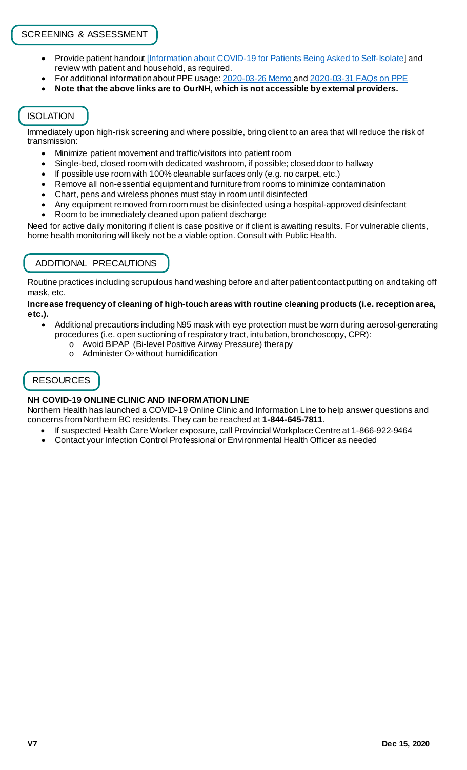## SCREENING & ASSESSMENT

- Provide patient handout [Information about COVID-19 for Patients Being Asked to Self-Isolate] and review with patient and household, as required.
- For additional information about PPE usage: 2020-03-26 Memo and 2020-03-31 FAQs on PPE
- **Note that the above links are to OurNH, which is not accessible by external providers.**

## ISOLATION

Immediately upon high-risk screening and where possible, bring client to an area that will reduce the risk of transmission:

- Minimize patient movement and traffic/visitors into patient room
- Single-bed, closed room with dedicated washroom, if possible; closed door to hallway
- If possible use room with 100% cleanable surfaces only (e.g. no carpet, etc.)
- Remove all non-essential equipment and furniture from rooms to minimize contamination
- Chart, pens and wireless phones must stay in room until disinfected
- Any equipment removed from room must be disinfected using a hospital-approved disinfectant
- Room to be immediately cleaned upon patient discharge

Need for active daily monitoring if client is case positive or if client is awaiting results. For vulnerable clients, home health monitoring will likely not be a viable option. Consult with Public Health.

## ADDITIONAL PRECAUTIONS

Routine practices including scrupulous hand washing before and after patient contact putting on and taking off mask, etc.

**Increase frequency of cleaning of high-touch areas with routine cleaning products (i.e. reception area, etc.).**

- Additional precautions including N95 mask with eye protection must be worn during aerosol-generating procedures (i.e. open suctioning of respiratory tract, intubation, bronchoscopy, CPR):
  - Avoid BIPAP (Bi-level Positive Airway Pressure) therapy
  - Administer $O_2$ without humidification

## RESOURCES

**NH COVID-19 ONLINE CLINIC AND INFORMATION LINE**

Northern Health has launched a COVID-19 Online Clinic and Information Line to help answer questions and concerns from Northern BC residents. They can be reached at **1-844-645-7811**.

- If suspected Health Care Worker exposure, call Provincial Workplace Centre at 1-866-922-9464
- Contact your Infection Control Professional or Environmental Health Officer as needed

**V7** **Dec 15, 2020**